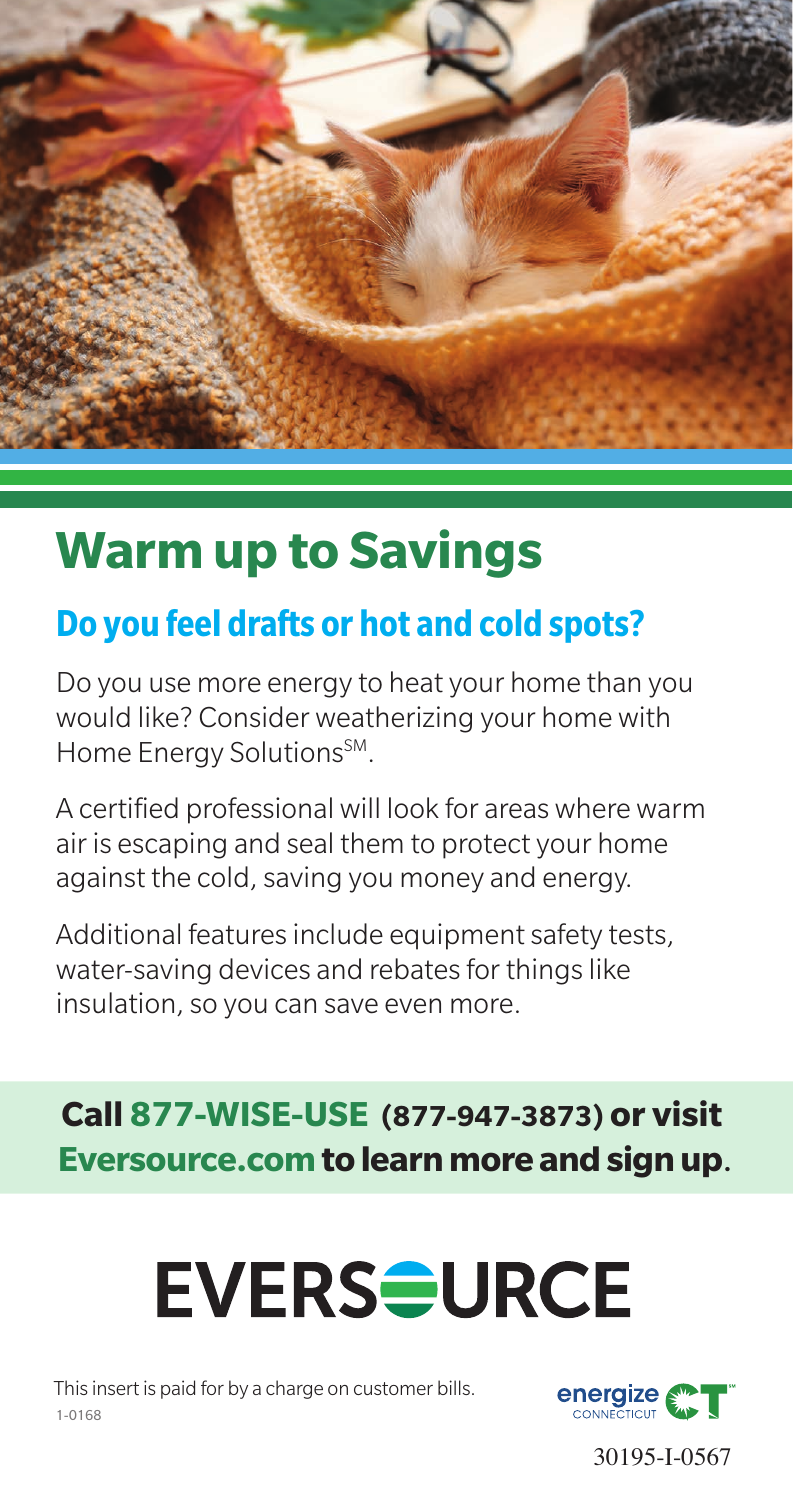# Warm up to Savings

## Do you feel drafts or hot and cold spots?

Do you use more energy to heat your home than you would like? Consider weatherizing your home with Home Energy Solutions[SM].

A certified professional will look for areas where warm air is escaping and seal them to protect your home against the cold, saving you money and energy.

Additional features include equipment safety tests, water-saving devices and rebates for things like insulation, so you can save even more.

**Call 877-WISE-USE (877-947-3873) or visit Eversource.com to learn more and sign up.**

EVERSOURCE

This insert is paid for by a charge on customer bills.

1-0168

energize CONNECTICUT

30195-I-0567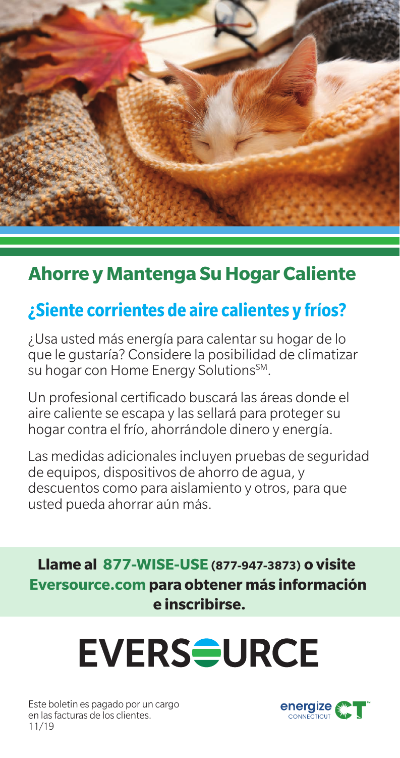# Ahorre y Mantenga Su Hogar Caliente

## ¿Siente corrientes de aire calientes y fríos?

¿Usa usted más energía para calentar su hogar de lo que le gustaría? Considere la posibilidad de climatizar su hogar con Home Energy Solutions[SM].

Un profesional certificado buscará las áreas donde el aire caliente se escapa y las sellará para proteger su hogar contra el frío, ahorrándole dinero y energía.

Las medidas adicionales incluyen pruebas de seguridad de equipos, dispositivos de ahorro de agua, y descuentos como para aislamiento y otros, para que usted pueda ahorrar aún más.

**Llame al 877-WISE-USE (877-947-3873) o visite Eversource.com para obtener más información e inscribirse.**

EVERSOURCE

Este boletin es pagado por un cargo en las facturas de los clientes.
11/19

energize CONNECTICUT